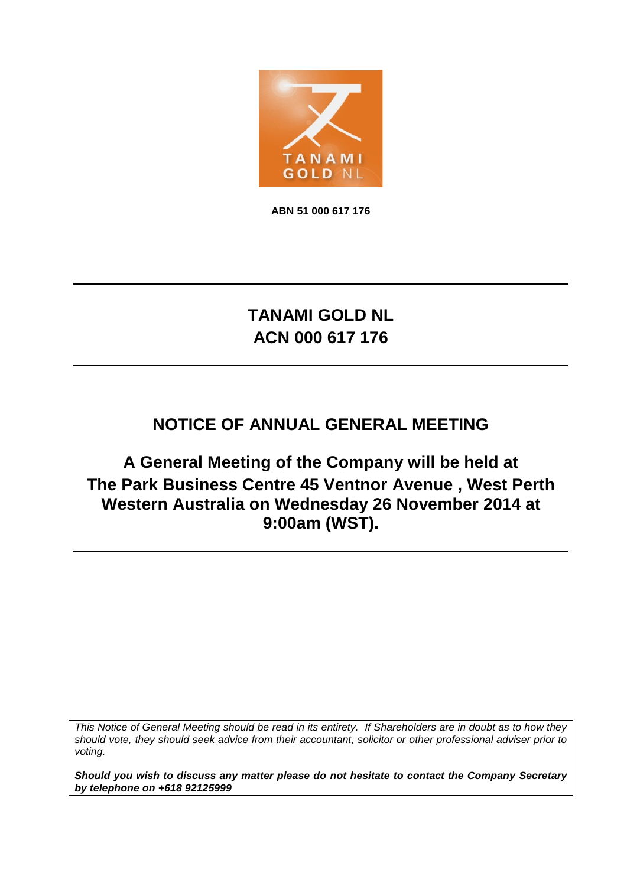TANAMI GOLD NL

**ABN 51 000 617 176**

# TANAMI GOLD NL
# ACN 000 617 176

## NOTICE OF ANNUAL GENERAL MEETING

**A General Meeting of the Company will be held at The Park Business Centre 45 Ventnor Avenue , West Perth Western Australia on Wednesday 26 November 2014 at 9:00am (WST).**

*This Notice of General Meeting should be read in its entirety. If Shareholders are in doubt as to how they should vote, they should seek advice from their accountant, solicitor or other professional adviser prior to voting.*

***Should you wish to discuss any matter please do not hesitate to contact the Company Secretary by telephone on +618 92125999***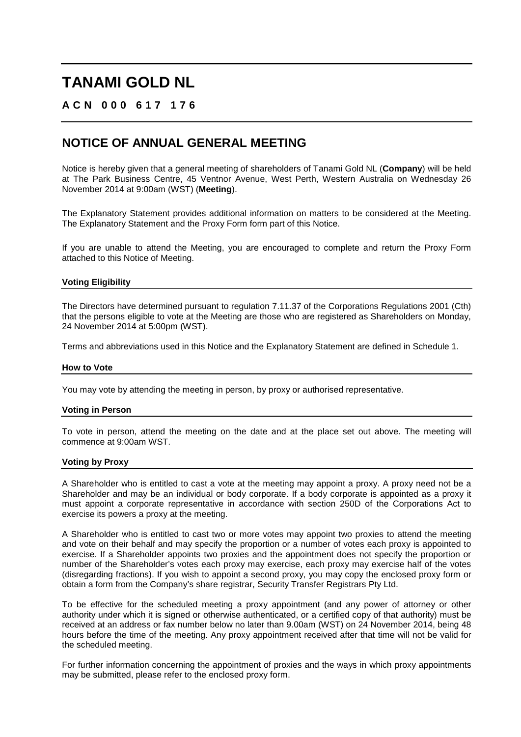# TANAMI GOLD NL

**A C N 0 0 0 6 1 7 1 7 6**

## NOTICE OF ANNUAL GENERAL MEETING

Notice is hereby given that a general meeting of shareholders of Tanami Gold NL (**Company**) will be held at The Park Business Centre, 45 Ventnor Avenue, West Perth, Western Australia on Wednesday 26 November 2014 at 9:00am (WST) (**Meeting**).

The Explanatory Statement provides additional information on matters to be considered at the Meeting. The Explanatory Statement and the Proxy Form form part of this Notice.

If you are unable to attend the Meeting, you are encouraged to complete and return the Proxy Form attached to this Notice of Meeting.

### Voting Eligibility

The Directors have determined pursuant to regulation 7.11.37 of the Corporations Regulations 2001 (Cth) that the persons eligible to vote at the Meeting are those who are registered as Shareholders on Monday, 24 November 2014 at 5:00pm (WST).

Terms and abbreviations used in this Notice and the Explanatory Statement are defined in Schedule 1.

### How to Vote

You may vote by attending the meeting in person, by proxy or authorised representative.

### Voting in Person

To vote in person, attend the meeting on the date and at the place set out above. The meeting will commence at 9:00am WST.

### Voting by Proxy

A Shareholder who is entitled to cast a vote at the meeting may appoint a proxy. A proxy need not be a Shareholder and may be an individual or body corporate. If a body corporate is appointed as a proxy it must appoint a corporate representative in accordance with section 250D of the Corporations Act to exercise its powers a proxy at the meeting.

A Shareholder who is entitled to cast two or more votes may appoint two proxies to attend the meeting and vote on their behalf and may specify the proportion or a number of votes each proxy is appointed to exercise. If a Shareholder appoints two proxies and the appointment does not specify the proportion or number of the Shareholder's votes each proxy may exercise, each proxy may exercise half of the votes (disregarding fractions). If you wish to appoint a second proxy, you may copy the enclosed proxy form or obtain a form from the Company's share registrar, Security Transfer Registrars Pty Ltd.

To be effective for the scheduled meeting a proxy appointment (and any power of attorney or other authority under which it is signed or otherwise authenticated, or a certified copy of that authority) must be received at an address or fax number below no later than 9.00am (WST) on 24 November 2014, being 48 hours before the time of the meeting. Any proxy appointment received after that time will not be valid for the scheduled meeting.

For further information concerning the appointment of proxies and the ways in which proxy appointments may be submitted, please refer to the enclosed proxy form.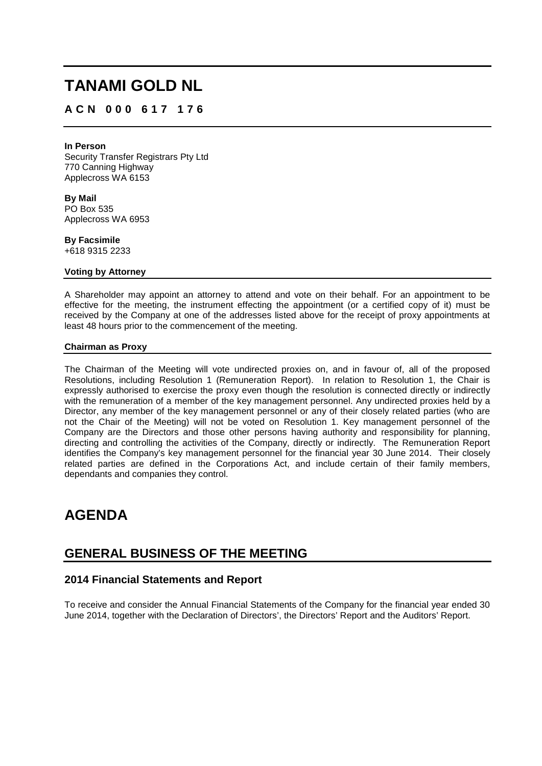# TANAMI GOLD NL

**A C N 0 0 0 6 1 7 1 7 6**

**In Person**
Security Transfer Registrars Pty Ltd
770 Canning Highway
Applecross WA 6153

**By Mail**
PO Box 535
Applecross WA 6953

**By Facsimile**
+618 9315 2233

**Voting by Attorney**

A Shareholder may appoint an attorney to attend and vote on their behalf. For an appointment to be effective for the meeting, the instrument effecting the appointment (or a certified copy of it) must be received by the Company at one of the addresses listed above for the receipt of proxy appointments at least 48 hours prior to the commencement of the meeting.

**Chairman as Proxy**

The Chairman of the Meeting will vote undirected proxies on, and in favour of, all of the proposed Resolutions, including Resolution 1 (Remuneration Report). In relation to Resolution 1, the Chair is expressly authorised to exercise the proxy even though the resolution is connected directly or indirectly with the remuneration of a member of the key management personnel. Any undirected proxies held by a Director, any member of the key management personnel or any of their closely related parties (who are not the Chair of the Meeting) will not be voted on Resolution 1. Key management personnel of the Company are the Directors and those other persons having authority and responsibility for planning, directing and controlling the activities of the Company, directly or indirectly. The Remuneration Report identifies the Company's key management personnel for the financial year 30 June 2014. Their closely related parties are defined in the Corporations Act, and include certain of their family members, dependants and companies they control.

# AGENDA

## GENERAL BUSINESS OF THE MEETING

### 2014 Financial Statements and Report

To receive and consider the Annual Financial Statements of the Company for the financial year ended 30 June 2014, together with the Declaration of Directors', the Directors' Report and the Auditors' Report.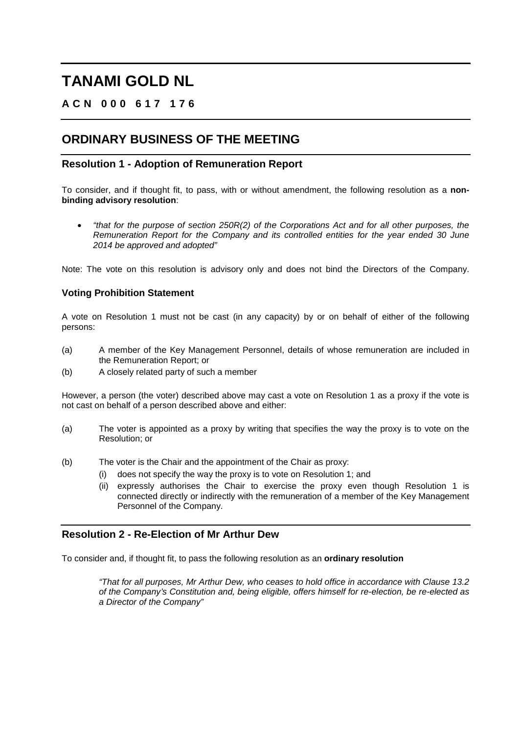# TANAMI GOLD NL

**A C N 0 0 0 6 1 7 1 7 6**

## ORDINARY BUSINESS OF THE MEETING

### Resolution 1 - Adoption of Remuneration Report

To consider, and if thought fit, to pass, with or without amendment, the following resolution as a **non-binding advisory resolution**:

- *"that for the purpose of section 250R(2) of the Corporations Act and for all other purposes, the Remuneration Report for the Company and its controlled entities for the year ended 30 June 2014 be approved and adopted"*

Note: The vote on this resolution is advisory only and does not bind the Directors of the Company.

#### Voting Prohibition Statement

A vote on Resolution 1 must not be cast (in any capacity) by or on behalf of either of the following persons:

(a) A member of the Key Management Personnel, details of whose remuneration are included in the Remuneration Report; or

(b) A closely related party of such a member

However, a person (the voter) described above may cast a vote on Resolution 1 as a proxy if the vote is not cast on behalf of a person described above and either:

(a) The voter is appointed as a proxy by writing that specifies the way the proxy is to vote on the Resolution; or

(b) The voter is the Chair and the appointment of the Chair as proxy:
   - (i) does not specify the way the proxy is to vote on Resolution 1; and
   - (ii) expressly authorises the Chair to exercise the proxy even though Resolution 1 is connected directly or indirectly with the remuneration of a member of the Key Management Personnel of the Company.

### Resolution 2 - Re-Election of Mr Arthur Dew

To consider and, if thought fit, to pass the following resolution as an **ordinary resolution**

*"That for all purposes, Mr Arthur Dew, who ceases to hold office in accordance with Clause 13.2 of the Company's Constitution and, being eligible, offers himself for re-election, be re-elected as a Director of the Company"*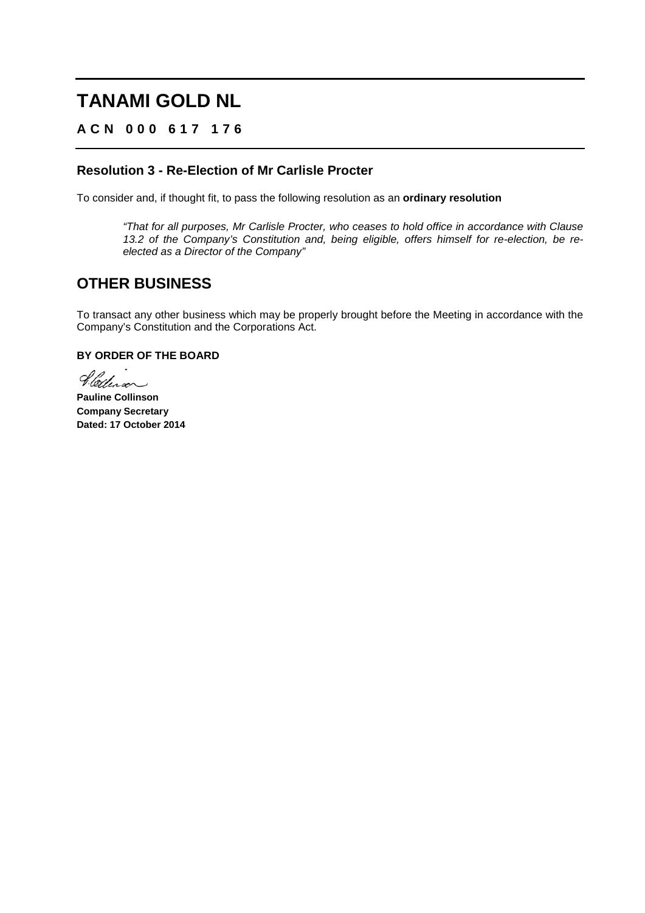# TANAMI GOLD NL

**A C N 0 0 0 6 1 7 1 7 6**

### Resolution 3 - Re-Election of Mr Carlisle Procter

To consider and, if thought fit, to pass the following resolution as an **ordinary resolution**

> *"That for all purposes, Mr Carlisle Procter, who ceases to hold office in accordance with Clause 13.2 of the Company's Constitution and, being eligible, offers himself for re-election, be re-elected as a Director of the Company"*

## OTHER BUSINESS

To transact any other business which may be properly brought before the Meeting in accordance with the Company's Constitution and the Corporations Act.

**BY ORDER OF THE BOARD**

**Pauline Collinson**
**Company Secretary**
**Dated: 17 October 2014**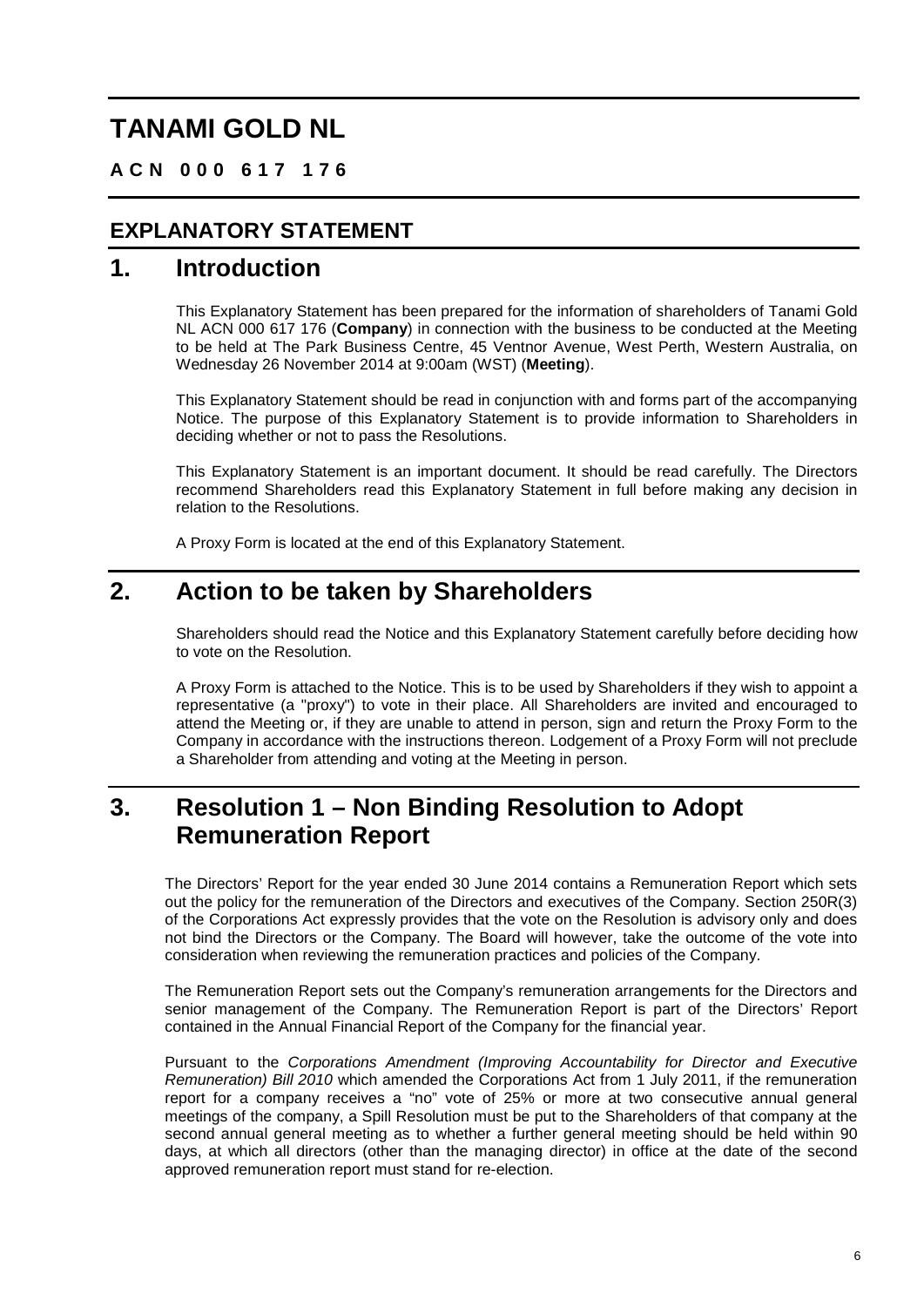# TANAMI GOLD NL

**A C N 0 0 0 6 1 7 1 7 6**

## EXPLANATORY STATEMENT

## 1. Introduction

This Explanatory Statement has been prepared for the information of shareholders of Tanami Gold NL ACN 000 617 176 (**Company**) in connection with the business to be conducted at the Meeting to be held at The Park Business Centre, 45 Ventnor Avenue, West Perth, Western Australia, on Wednesday 26 November 2014 at 9:00am (WST) (**Meeting**).

This Explanatory Statement should be read in conjunction with and forms part of the accompanying Notice. The purpose of this Explanatory Statement is to provide information to Shareholders in deciding whether or not to pass the Resolutions.

This Explanatory Statement is an important document. It should be read carefully. The Directors recommend Shareholders read this Explanatory Statement in full before making any decision in relation to the Resolutions.

A Proxy Form is located at the end of this Explanatory Statement.

## 2. Action to be taken by Shareholders

Shareholders should read the Notice and this Explanatory Statement carefully before deciding how to vote on the Resolution.

A Proxy Form is attached to the Notice. This is to be used by Shareholders if they wish to appoint a representative (a "proxy") to vote in their place. All Shareholders are invited and encouraged to attend the Meeting or, if they are unable to attend in person, sign and return the Proxy Form to the Company in accordance with the instructions thereon. Lodgement of a Proxy Form will not preclude a Shareholder from attending and voting at the Meeting in person.

## 3. Resolution 1 – Non Binding Resolution to Adopt Remuneration Report

The Directors' Report for the year ended 30 June 2014 contains a Remuneration Report which sets out the policy for the remuneration of the Directors and executives of the Company. Section 250R(3) of the Corporations Act expressly provides that the vote on the Resolution is advisory only and does not bind the Directors or the Company. The Board will however, take the outcome of the vote into consideration when reviewing the remuneration practices and policies of the Company.

The Remuneration Report sets out the Company's remuneration arrangements for the Directors and senior management of the Company. The Remuneration Report is part of the Directors' Report contained in the Annual Financial Report of the Company for the financial year.

Pursuant to the *Corporations Amendment (Improving Accountability for Director and Executive Remuneration) Bill 2010* which amended the Corporations Act from 1 July 2011, if the remuneration report for a company receives a "no" vote of 25% or more at two consecutive annual general meetings of the company, a Spill Resolution must be put to the Shareholders of that company at the second annual general meeting as to whether a further general meeting should be held within 90 days, at which all directors (other than the managing director) in office at the date of the second approved remuneration report must stand for re-election.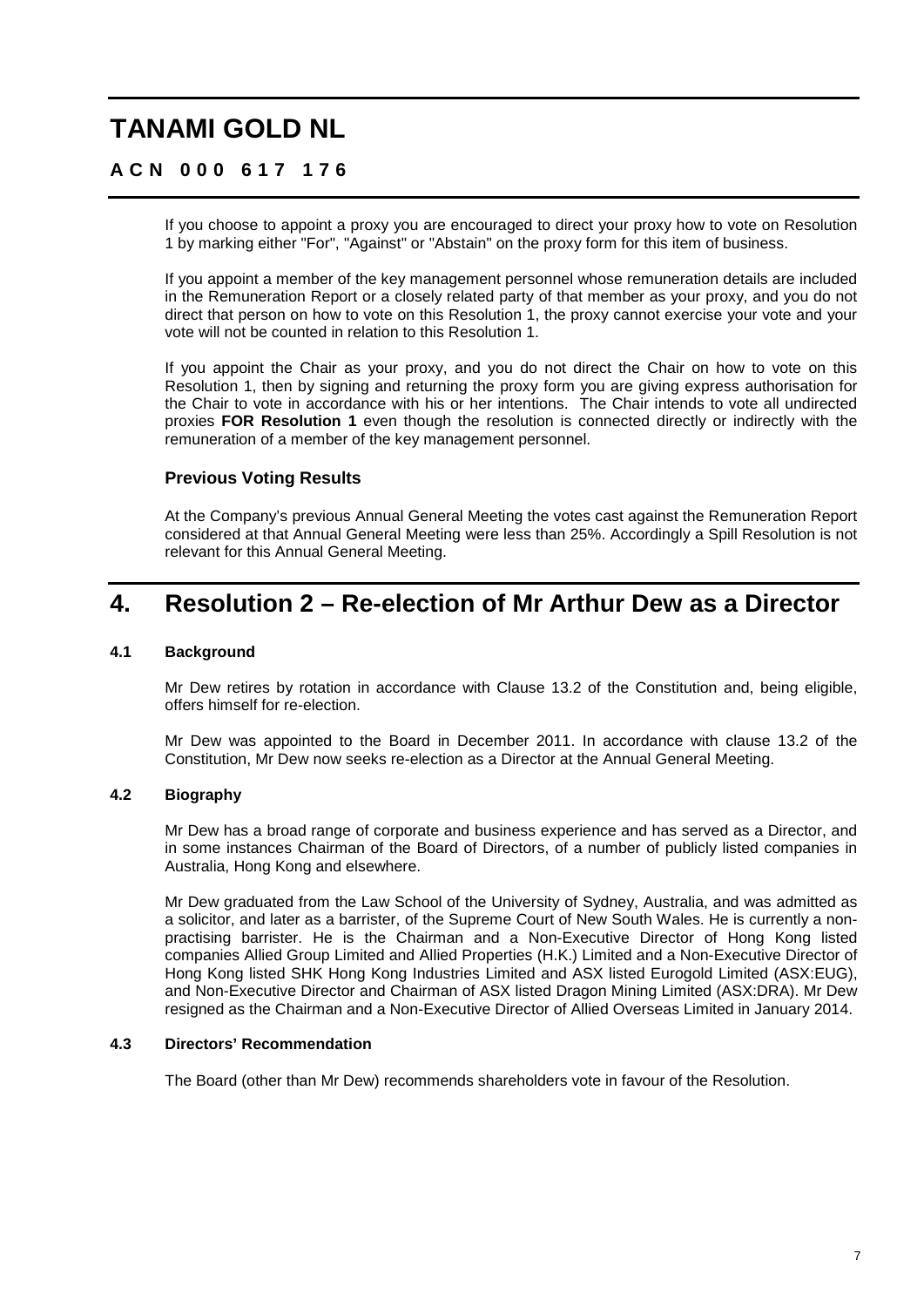If you choose to appoint a proxy you are encouraged to direct your proxy how to vote on Resolution 1 by marking either "For", "Against" or "Abstain" on the proxy form for this item of business.

If you appoint a member of the key management personnel whose remuneration details are included in the Remuneration Report or a closely related party of that member as your proxy, and you do not direct that person on how to vote on this Resolution 1, the proxy cannot exercise your vote and your vote will not be counted in relation to this Resolution 1.

If you appoint the Chair as your proxy, and you do not direct the Chair on how to vote on this Resolution 1, then by signing and returning the proxy form you are giving express authorisation for the Chair to vote in accordance with his or her intentions. The Chair intends to vote all undirected proxies **FOR Resolution 1** even though the resolution is connected directly or indirectly with the remuneration of a member of the key management personnel.

### Previous Voting Results

At the Company's previous Annual General Meeting the votes cast against the Remuneration Report considered at that Annual General Meeting were less than 25%. Accordingly a Spill Resolution is not relevant for this Annual General Meeting.

## 4. Resolution 2 – Re-election of Mr Arthur Dew as a Director

### 4.1 Background

Mr Dew retires by rotation in accordance with Clause 13.2 of the Constitution and, being eligible, offers himself for re-election.

Mr Dew was appointed to the Board in December 2011. In accordance with clause 13.2 of the Constitution, Mr Dew now seeks re-election as a Director at the Annual General Meeting.

### 4.2 Biography

Mr Dew has a broad range of corporate and business experience and has served as a Director, and in some instances Chairman of the Board of Directors, of a number of publicly listed companies in Australia, Hong Kong and elsewhere.

Mr Dew graduated from the Law School of the University of Sydney, Australia, and was admitted as a solicitor, and later as a barrister, of the Supreme Court of New South Wales. He is currently a non-practising barrister. He is the Chairman and a Non-Executive Director of Hong Kong listed companies Allied Group Limited and Allied Properties (H.K.) Limited and a Non-Executive Director of Hong Kong listed SHK Hong Kong Industries Limited and ASX listed Eurogold Limited (ASX:EUG), and Non-Executive Director and Chairman of ASX listed Dragon Mining Limited (ASX:DRA). Mr Dew resigned as the Chairman and a Non-Executive Director of Allied Overseas Limited in January 2014.

### 4.3 Directors' Recommendation

The Board (other than Mr Dew) recommends shareholders vote in favour of the Resolution.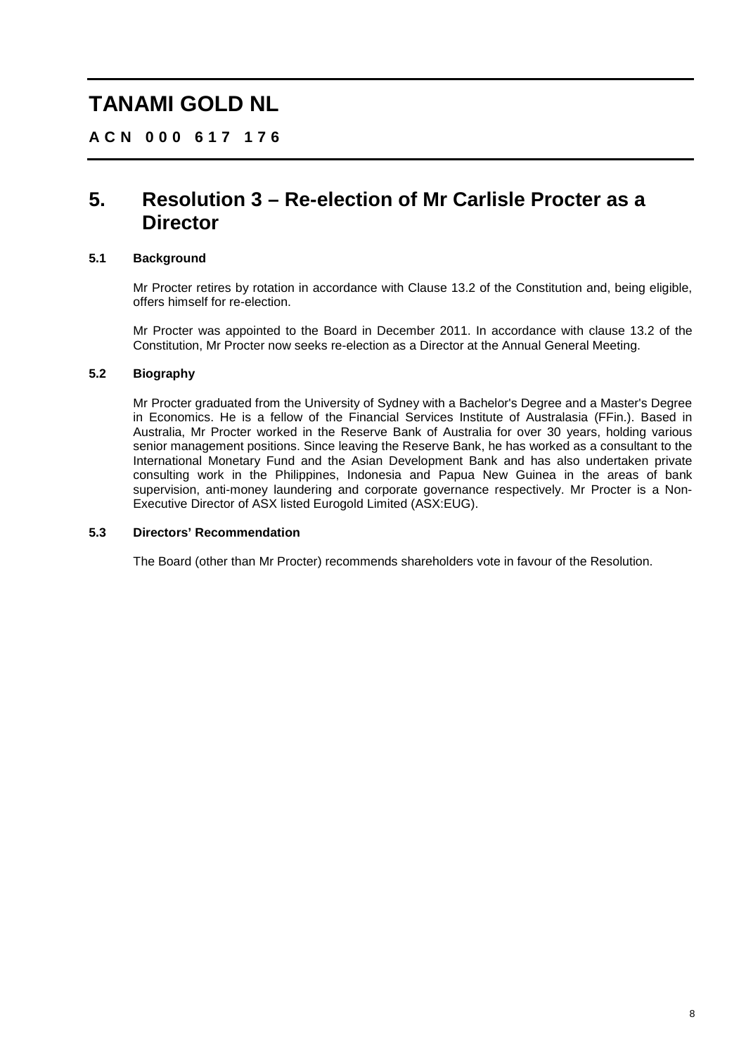# TANAMI GOLD NL

**ACN 000 617 176**

## 5. Resolution 3 – Re-election of Mr Carlisle Procter as a Director

### 5.1 Background

Mr Procter retires by rotation in accordance with Clause 13.2 of the Constitution and, being eligible, offers himself for re-election.

Mr Procter was appointed to the Board in December 2011. In accordance with clause 13.2 of the Constitution, Mr Procter now seeks re-election as a Director at the Annual General Meeting.

### 5.2 Biography

Mr Procter graduated from the University of Sydney with a Bachelor's Degree and a Master's Degree in Economics. He is a fellow of the Financial Services Institute of Australasia (FFin.). Based in Australia, Mr Procter worked in the Reserve Bank of Australia for over 30 years, holding various senior management positions. Since leaving the Reserve Bank, he has worked as a consultant to the International Monetary Fund and the Asian Development Bank and has also undertaken private consulting work in the Philippines, Indonesia and Papua New Guinea in the areas of bank supervision, anti-money laundering and corporate governance respectively. Mr Procter is a Non-Executive Director of ASX listed Eurogold Limited (ASX:EUG).

### 5.3 Directors' Recommendation

The Board (other than Mr Procter) recommends shareholders vote in favour of the Resolution.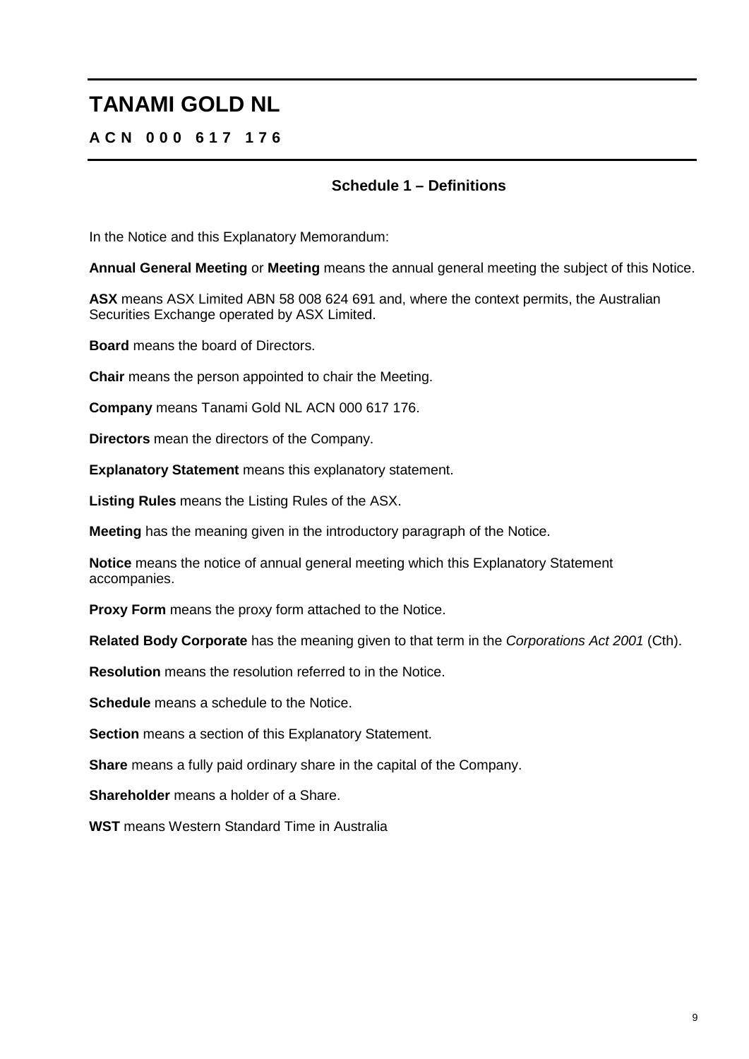# TANAMI GOLD NL

**A C N 0 0 0 6 1 7 1 7 6**

## Schedule 1 – Definitions

In the Notice and this Explanatory Memorandum:

**Annual General Meeting** or **Meeting** means the annual general meeting the subject of this Notice.

**ASX** means ASX Limited ABN 58 008 624 691 and, where the context permits, the Australian Securities Exchange operated by ASX Limited.

**Board** means the board of Directors.

**Chair** means the person appointed to chair the Meeting.

**Company** means Tanami Gold NL ACN 000 617 176.

**Directors** mean the directors of the Company.

**Explanatory Statement** means this explanatory statement.

**Listing Rules** means the Listing Rules of the ASX.

**Meeting** has the meaning given in the introductory paragraph of the Notice.

**Notice** means the notice of annual general meeting which this Explanatory Statement accompanies.

**Proxy Form** means the proxy form attached to the Notice.

**Related Body Corporate** has the meaning given to that term in the *Corporations Act 2001* (Cth).

**Resolution** means the resolution referred to in the Notice.

**Schedule** means a schedule to the Notice.

**Section** means a section of this Explanatory Statement.

**Share** means a fully paid ordinary share in the capital of the Company.

**Shareholder** means a holder of a Share.

**WST** means Western Standard Time in Australia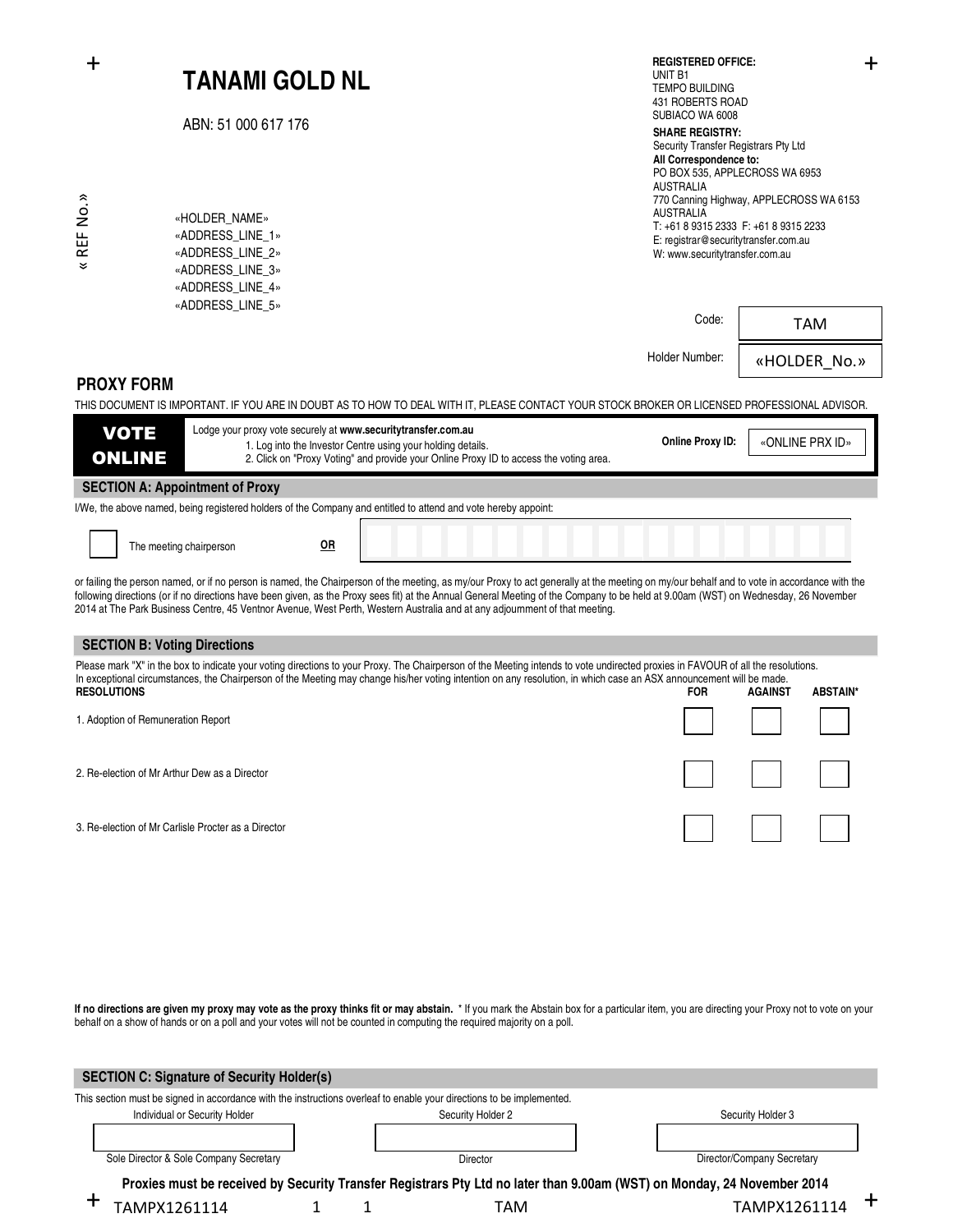# TANAMI GOLD NL

ABN: 51 000 617 176

**REGISTERED OFFICE:**
UNIT B1
TEMPO BUILDING
431 ROBERTS ROAD
SUBIACO WA 6008

**SHARE REGISTRY:**
Security Transfer Registrars Pty Ltd
**All Correspondence to:**
PO BOX 535, APPLECROSS WA 6953
AUSTRALIA
770 Canning Highway, APPLECROSS WA 6153
AUSTRALIA
T: +61 8 9315 2333 F: +61 8 9315 2233
E: registrar@securitytransfer.com.au
W: www.securitytransfer.com.au

« REF No.»

«HOLDER_NAME»
«ADDRESS_LINE_1»
«ADDRESS_LINE_2»
«ADDRESS_LINE_3»
«ADDRESS_LINE_4»
«ADDRESS_LINE_5»

Code: TAM

Holder Number: «HOLDER_No.»

## PROXY FORM

THIS DOCUMENT IS IMPORTANT. IF YOU ARE IN DOUBT AS TO HOW TO DEAL WITH IT, PLEASE CONTACT YOUR STOCK BROKER OR LICENSED PROFESSIONAL ADVISOR.

**VOTE ONLINE**

Lodge your proxy vote securely at **www.securitytransfer.com.au**
1. Log into the Investor Centre using your holding details.
2. Click on "Proxy Voting" and provide your Online Proxy ID to access the voting area.

**Online Proxy ID:** «ONLINE PRX ID»

### SECTION A: Appointment of Proxy

I/We, the above named, being registered holders of the Company and entitled to attend and vote hereby appoint:

☐ The meeting chairperson **OR** ____________________

or failing the person named, or if no person is named, the Chairperson of the meeting, as my/our Proxy to act generally at the meeting on my/our behalf and to vote in accordance with the following directions (or if no directions have been given, as the Proxy sees fit) at the Annual General Meeting of the Company to be held at 9.00am (WST) on Wednesday, 26 November 2014 at The Park Business Centre, 45 Ventnor Avenue, West Perth, Western Australia and at any adjournment of that meeting.

### SECTION B: Voting Directions

Please mark "X" in the box to indicate your voting directions to your Proxy. The Chairperson of the Meeting intends to vote undirected proxies in FAVOUR of all the resolutions. In exceptional circumstances, the Chairperson of the Meeting may change his/her voting intention on any resolution, in which case an ASX announcement will be made.

| RESOLUTIONS | FOR | AGAINST | ABSTAIN* |
|---|---|---|---|
| 1. Adoption of Remuneration Report | ☐ | ☐ | ☐ |
| 2. Re-election of Mr Arthur Dew as a Director | ☐ | ☐ | ☐ |
| 3. Re-election of Mr Carlisle Procter as a Director | ☐ | ☐ | ☐ |

**If no directions are given my proxy may vote as the proxy thinks fit or may abstain.** * If you mark the Abstain box for a particular item, you are directing your Proxy not to vote on your behalf on a show of hands or on a poll and your votes will not be counted in computing the required majority on a poll.

### SECTION C: Signature of Security Holder(s)

This section must be signed in accordance with the instructions overleaf to enable your directions to be implemented.

| Individual or Security Holder | Security Holder 2 | Security Holder 3 |
|---|---|---|
| | | |
| Sole Director & Sole Company Secretary | Director | Director/Company Secretary |

**Proxies must be received by Security Transfer Registrars Pty Ltd no later than 9.00am (WST) on Monday, 24 November 2014**

TAMPX1261114 1 1 TAM TAMPX1261114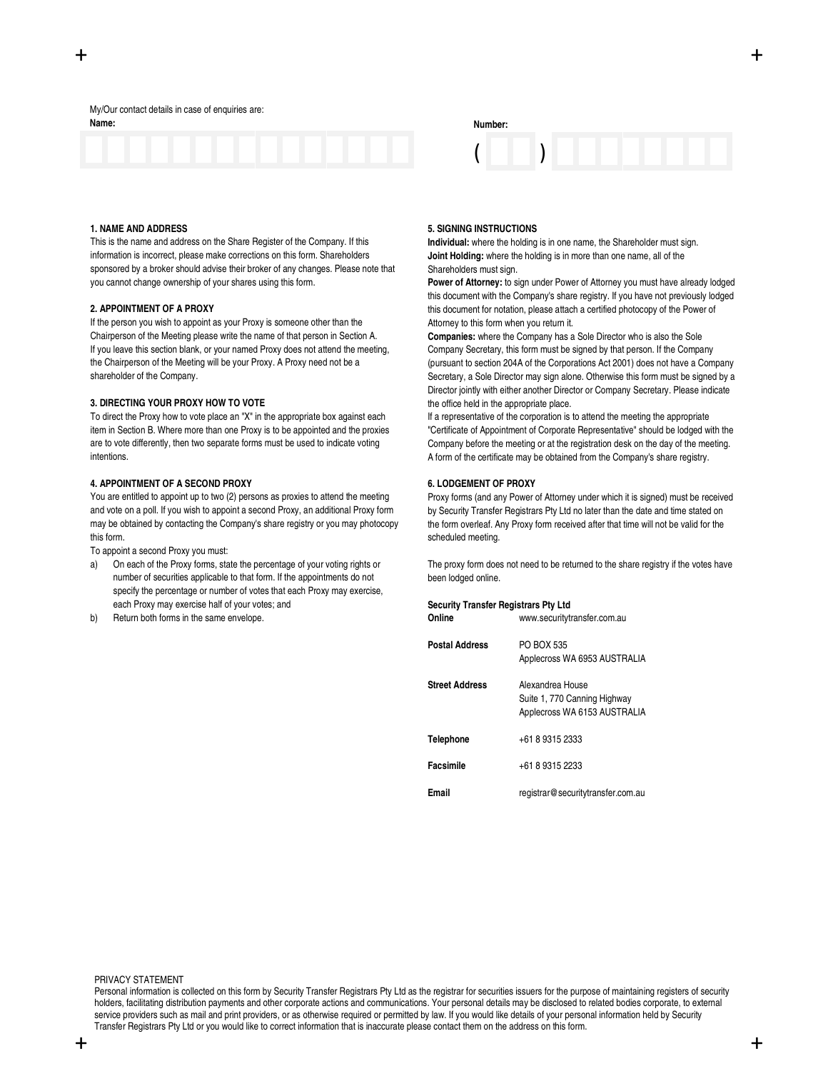My/Our contact details in case of enquiries are:

**Name:**

**Number:**

( )

**1. NAME AND ADDRESS**

This is the name and address on the Share Register of the Company. If this information is incorrect, please make corrections on this form. Shareholders sponsored by a broker should advise their broker of any changes. Please note that you cannot change ownership of your shares using this form.

**2. APPOINTMENT OF A PROXY**

If the person you wish to appoint as your Proxy is someone other than the Chairperson of the Meeting please write the name of that person in Section A. If you leave this section blank, or your named Proxy does not attend the meeting, the Chairperson of the Meeting will be your Proxy. A Proxy need not be a shareholder of the Company.

**3. DIRECTING YOUR PROXY HOW TO VOTE**

To direct the Proxy how to vote place an "X" in the appropriate box against each item in Section B. Where more than one Proxy is to be appointed and the proxies are to vote differently, then two separate forms must be used to indicate voting intentions.

**4. APPOINTMENT OF A SECOND PROXY**

You are entitled to appoint up to two (2) persons as proxies to attend the meeting and vote on a poll. If you wish to appoint a second Proxy, an additional Proxy form may be obtained by contacting the Company's share registry or you may photocopy this form.

To appoint a second Proxy you must:

a) On each of the Proxy forms, state the percentage of your voting rights or number of securities applicable to that form. If the appointments do not specify the percentage or number of votes that each Proxy may exercise, each Proxy may exercise half of your votes; and

b) Return both forms in the same envelope.

**5. SIGNING INSTRUCTIONS**

**Individual:** where the holding is in one name, the Shareholder must sign.

**Joint Holding:** where the holding is in more than one name, all of the Shareholders must sign.

**Power of Attorney:** to sign under Power of Attorney you must have already lodged this document with the Company's share registry. If you have not previously lodged this document for notation, please attach a certified photocopy of the Power of Attorney to this form when you return it.

**Companies:** where the Company has a Sole Director who is also the Sole Company Secretary, this form must be signed by that person. If the Company (pursuant to section 204A of the Corporations Act 2001) does not have a Company Secretary, a Sole Director may sign alone. Otherwise this form must be signed by a Director jointly with either another Director or Company Secretary. Please indicate the office held in the appropriate place.

If a representative of the corporation is to attend the meeting the appropriate "Certificate of Appointment of Corporate Representative" should be lodged with the Company before the meeting or at the registration desk on the day of the meeting. A form of the certificate may be obtained from the Company's share registry.

**6. LODGEMENT OF PROXY**

Proxy forms (and any Power of Attorney under which it is signed) must be received by Security Transfer Registrars Pty Ltd no later than the date and time stated on the form overleaf. Any Proxy form received after that time will not be valid for the scheduled meeting.

The proxy form does not need to be returned to the share registry if the votes have been lodged online.

**Security Transfer Registrars Pty Ltd**

| | |
|---|---|
| **Online** | www.securitytransfer.com.au |
| **Postal Address** | PO BOX 535<br>Applecross WA 6953 AUSTRALIA |
| **Street Address** | Alexandrea House<br>Suite 1, 770 Canning Highway<br>Applecross WA 6153 AUSTRALIA |
| **Telephone** | +61 8 9315 2333 |
| **Facsimile** | +61 8 9315 2233 |
| **Email** | registrar@securitytransfer.com.au |

PRIVACY STATEMENT

Personal information is collected on this form by Security Transfer Registrars Pty Ltd as the registrar for securities issuers for the purpose of maintaining registers of security holders, facilitating distribution payments and other corporate actions and communications. Your personal details may be disclosed to related bodies corporate, to external service providers such as mail and print providers, or as otherwise required or permitted by law. If you would like details of your personal information held by Security Transfer Registrars Pty Ltd or you would like to correct information that is inaccurate please contact them on the address on this form.